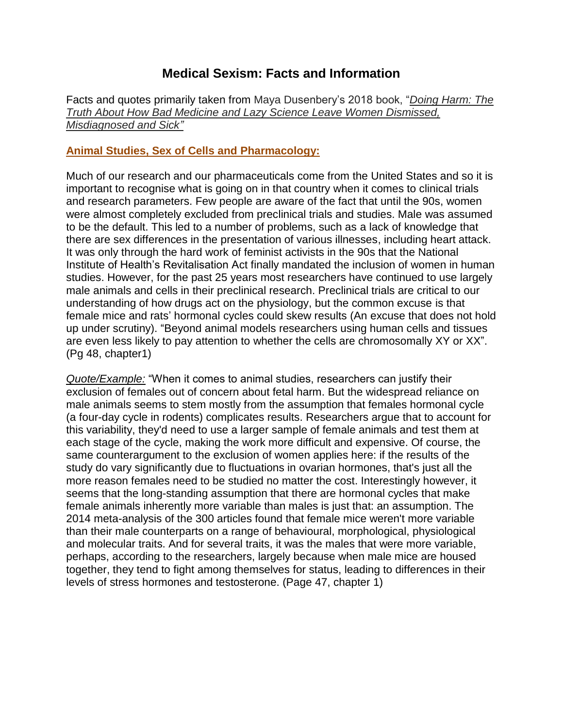# Medical Sexism: Facts and Information

Facts and quotes primarily taken from Maya Dusenbery's 2018 book, "*Doing Harm: The Truth About How Bad Medicine and Lazy Science Leave Women Dismissed, Misdiagnosed and Sick"*

## Animal Studies, Sex of Cells and Pharmacology:

Much of our research and our pharmaceuticals come from the United States and so it is important to recognise what is going on in that country when it comes to clinical trials and research parameters. Few people are aware of the fact that until the 90s, women were almost completely excluded from preclinical trials and studies. Male was assumed to be the default. This led to a number of problems, such as a lack of knowledge that there are sex differences in the presentation of various illnesses, including heart attack. It was only through the hard work of feminist activists in the 90s that the National Institute of Health's Revitalisation Act finally mandated the inclusion of women in human studies. However, for the past 25 years most researchers have continued to use largely male animals and cells in their preclinical research. Preclinical trials are critical to our understanding of how drugs act on the physiology, but the common excuse is that female mice and rats' hormonal cycles could skew results (An excuse that does not hold up under scrutiny). "Beyond animal models researchers using human cells and tissues are even less likely to pay attention to whether the cells are chromosomally XY or XX". (Pg 48, chapter1)

*Quote/Example:* "When it comes to animal studies, researchers can justify their exclusion of females out of concern about fetal harm. But the widespread reliance on male animals seems to stem mostly from the assumption that females hormonal cycle (a four-day cycle in rodents) complicates results. Researchers argue that to account for this variability, they'd need to use a larger sample of female animals and test them at each stage of the cycle, making the work more difficult and expensive. Of course, the same counterargument to the exclusion of women applies here: if the results of the study do vary significantly due to fluctuations in ovarian hormones, that's just all the more reason females need to be studied no matter the cost. Interestingly however, it seems that the long-standing assumption that there are hormonal cycles that make female animals inherently more variable than males is just that: an assumption. The 2014 meta-analysis of the 300 articles found that female mice weren't more variable than their male counterparts on a range of behavioural, morphological, physiological and molecular traits. And for several traits, it was the males that were more variable, perhaps, according to the researchers, largely because when male mice are housed together, they tend to fight among themselves for status, leading to differences in their levels of stress hormones and testosterone. (Page 47, chapter 1)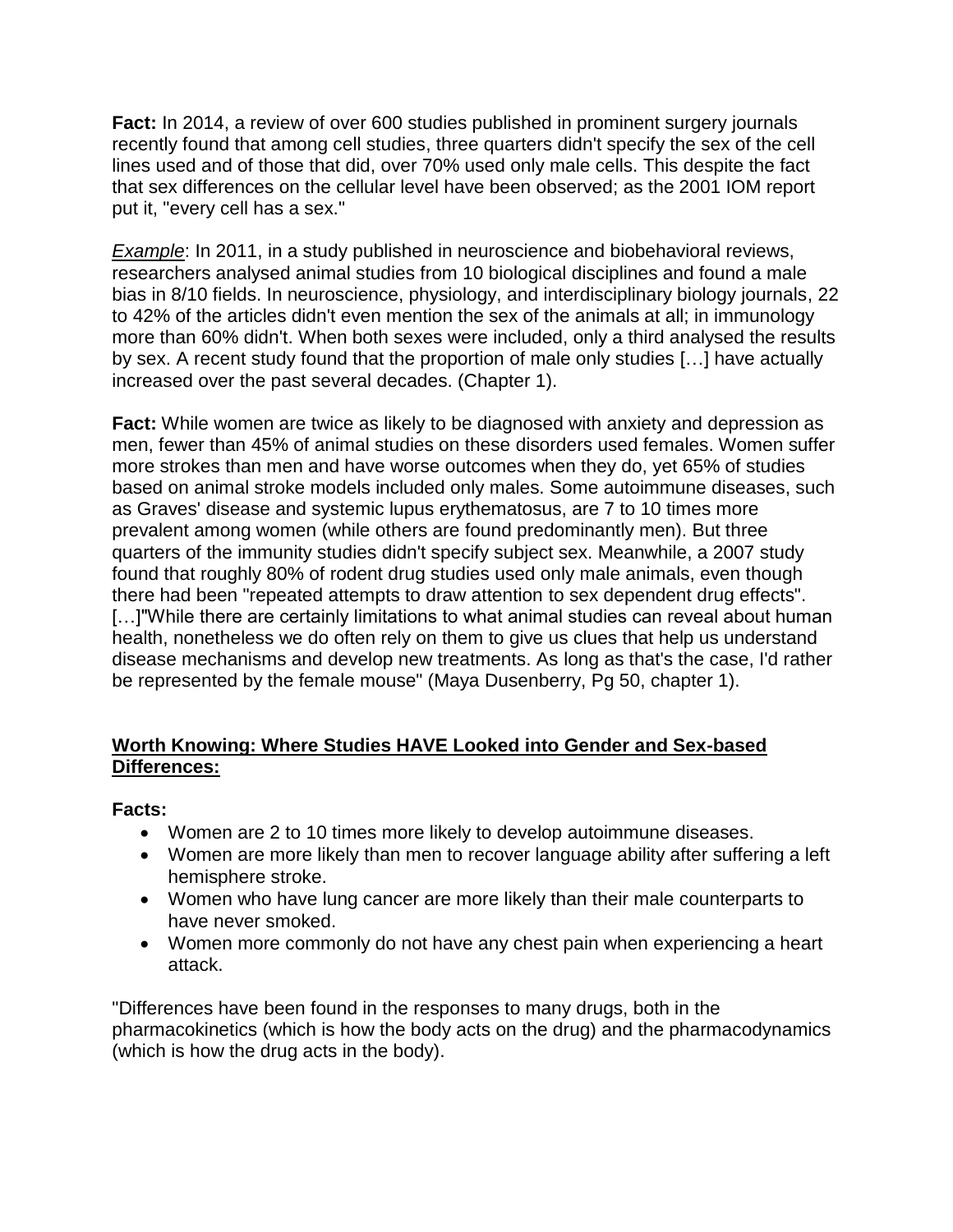**Fact:** In 2014, a review of over 600 studies published in prominent surgery journals recently found that among cell studies, three quarters didn't specify the sex of the cell lines used and of those that did, over 70% used only male cells. This despite the fact that sex differences on the cellular level have been observed; as the 2001 IOM report put it, "every cell has a sex."

*Example*: In 2011, in a study published in neuroscience and biobehavioral reviews, researchers analysed animal studies from 10 biological disciplines and found a male bias in 8/10 fields. In neuroscience, physiology, and interdisciplinary biology journals, 22 to 42% of the articles didn't even mention the sex of the animals at all; in immunology more than 60% didn't. When both sexes were included, only a third analysed the results by sex. A recent study found that the proportion of male only studies […] have actually increased over the past several decades. (Chapter 1).

**Fact:** While women are twice as likely to be diagnosed with anxiety and depression as men, fewer than 45% of animal studies on these disorders used females. Women suffer more strokes than men and have worse outcomes when they do, yet 65% of studies based on animal stroke models included only males. Some autoimmune diseases, such as Graves' disease and systemic lupus erythematosus, are 7 to 10 times more prevalent among women (while others are found predominantly men). But three quarters of the immunity studies didn't specify subject sex. Meanwhile, a 2007 study found that roughly 80% of rodent drug studies used only male animals, even though there had been "repeated attempts to draw attention to sex dependent drug effects". […]"While there are certainly limitations to what animal studies can reveal about human health, nonetheless we do often rely on them to give us clues that help us understand disease mechanisms and develop new treatments. As long as that's the case, I'd rather be represented by the female mouse" (Maya Dusenberry, Pg 50, chapter 1).

**Worth Knowing: Where Studies HAVE Looked into Gender and Sex-based Differences:**

**Facts:**

- Women are 2 to 10 times more likely to develop autoimmune diseases.
- Women are more likely than men to recover language ability after suffering a left hemisphere stroke.
- Women who have lung cancer are more likely than their male counterparts to have never smoked.
- Women more commonly do not have any chest pain when experiencing a heart attack.

"Differences have been found in the responses to many drugs, both in the pharmacokinetics (which is how the body acts on the drug) and the pharmacodynamics (which is how the drug acts in the body).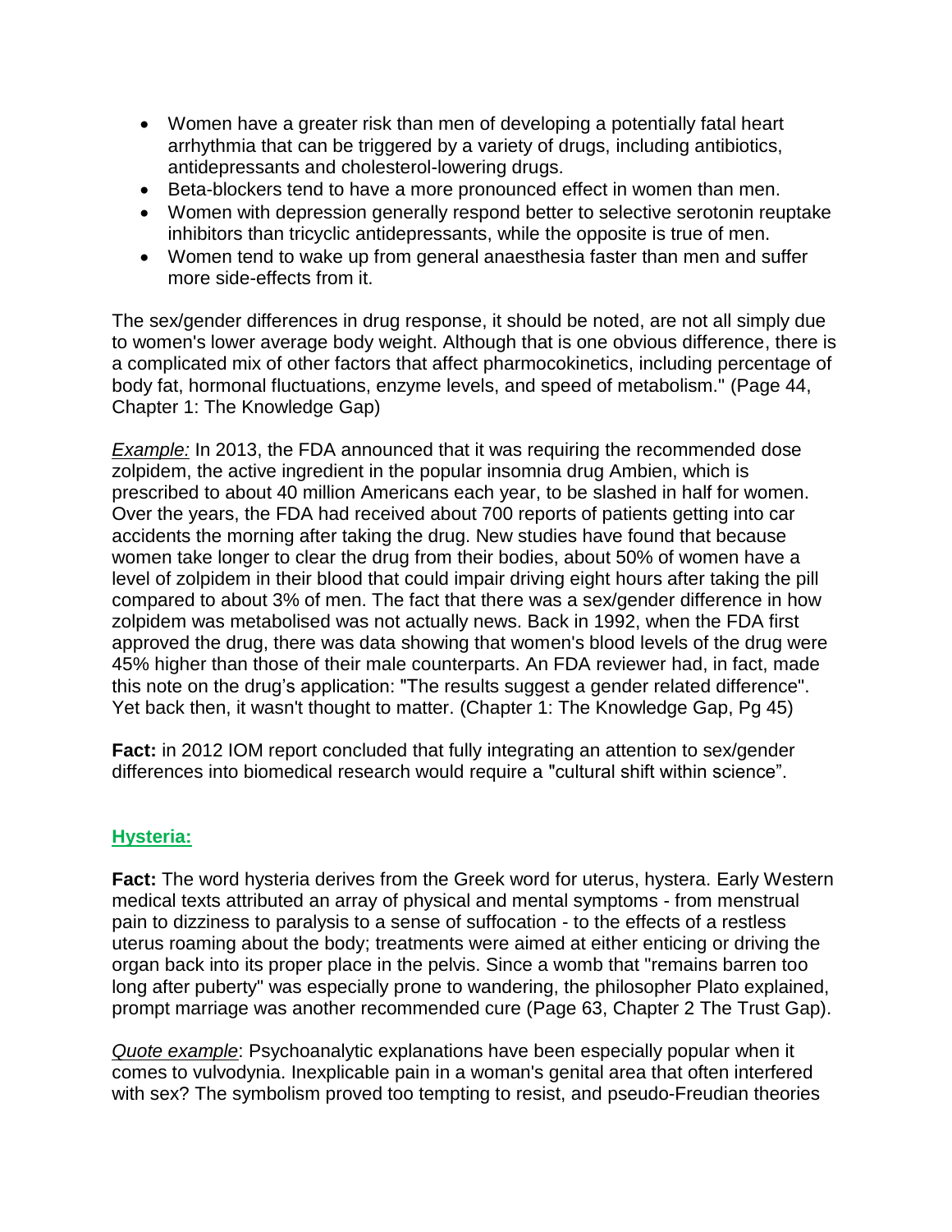- Women have a greater risk than men of developing a potentially fatal heart arrhythmia that can be triggered by a variety of drugs, including antibiotics, antidepressants and cholesterol-lowering drugs.
- Beta-blockers tend to have a more pronounced effect in women than men.
- Women with depression generally respond better to selective serotonin reuptake inhibitors than tricyclic antidepressants, while the opposite is true of men.
- Women tend to wake up from general anaesthesia faster than men and suffer more side-effects from it.

The sex/gender differences in drug response, it should be noted, are not all simply due to women's lower average body weight. Although that is one obvious difference, there is a complicated mix of other factors that affect pharmocokinetics, including percentage of body fat, hormonal fluctuations, enzyme levels, and speed of metabolism." (Page 44, Chapter 1: The Knowledge Gap)

*Example:* In 2013, the FDA announced that it was requiring the recommended dose zolpidem, the active ingredient in the popular insomnia drug Ambien, which is prescribed to about 40 million Americans each year, to be slashed in half for women. Over the years, the FDA had received about 700 reports of patients getting into car accidents the morning after taking the drug. New studies have found that because women take longer to clear the drug from their bodies, about 50% of women have a level of zolpidem in their blood that could impair driving eight hours after taking the pill compared to about 3% of men. The fact that there was a sex/gender difference in how zolpidem was metabolised was not actually news. Back in 1992, when the FDA first approved the drug, there was data showing that women's blood levels of the drug were 45% higher than those of their male counterparts. An FDA reviewer had, in fact, made this note on the drug's application: "The results suggest a gender related difference". Yet back then, it wasn't thought to matter. (Chapter 1: The Knowledge Gap, Pg 45)

**Fact:** in 2012 IOM report concluded that fully integrating an attention to sex/gender differences into biomedical research would require a "cultural shift within science".

## Hysteria:

**Fact:** The word hysteria derives from the Greek word for uterus, hystera. Early Western medical texts attributed an array of physical and mental symptoms - from menstrual pain to dizziness to paralysis to a sense of suffocation - to the effects of a restless uterus roaming about the body; treatments were aimed at either enticing or driving the organ back into its proper place in the pelvis. Since a womb that "remains barren too long after puberty" was especially prone to wandering, the philosopher Plato explained, prompt marriage was another recommended cure (Page 63, Chapter 2 The Trust Gap).

*Quote example*: Psychoanalytic explanations have been especially popular when it comes to vulvodynia. Inexplicable pain in a woman's genital area that often interfered with sex? The symbolism proved too tempting to resist, and pseudo-Freudian theories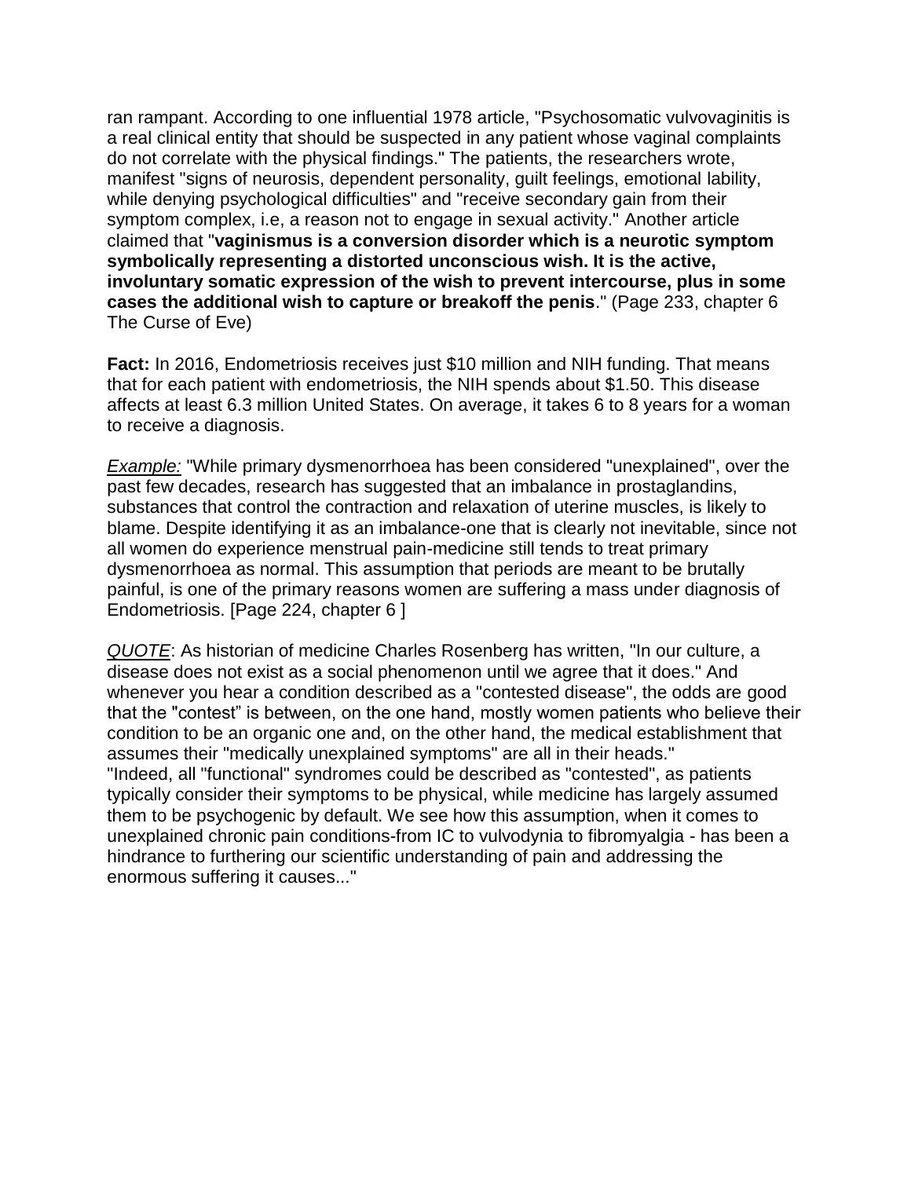ran rampant. According to one influential 1978 article, "Psychosomatic vulvovaginitis is a real clinical entity that should be suspected in any patient whose vaginal complaints do not correlate with the physical findings." The patients, the researchers wrote, manifest "signs of neurosis, dependent personality, guilt feelings, emotional lability, while denying psychological difficulties" and "receive secondary gain from their symptom complex, i.e, a reason not to engage in sexual activity." Another article claimed that "**vaginismus is a conversion disorder which is a neurotic symptom symbolically representing a distorted unconscious wish. It is the active, involuntary somatic expression of the wish to prevent intercourse, plus in some cases the additional wish to capture or breakoff the penis**." (Page 233, chapter 6 The Curse of Eve)

**Fact:** In 2016, Endometriosis receives just $10 million and NIH funding. That means that for each patient with endometriosis, the NIH spends about $1.50. This disease affects at least 6.3 million United States. On average, it takes 6 to 8 years for a woman to receive a diagnosis.

<u>*Example:*</u> "While primary dysmenorrhoea has been considered "unexplained", over the past few decades, research has suggested that an imbalance in prostaglandins, substances that control the contraction and relaxation of uterine muscles, is likely to blame. Despite identifying it as an imbalance-one that is clearly not inevitable, since not all women do experience menstrual pain-medicine still tends to treat primary dysmenorrhoea as normal. This assumption that periods are meant to be brutally painful, is one of the primary reasons women are suffering a mass under diagnosis of Endometriosis. [Page 224, chapter 6 ]

<u>*QUOTE*</u>: As historian of medicine Charles Rosenberg has written, "In our culture, a disease does not exist as a social phenomenon until we agree that it does." And whenever you hear a condition described as a "contested disease", the odds are good that the "contest" is between, on the one hand, mostly women patients who believe their condition to be an organic one and, on the other hand, the medical establishment that assumes their "medically unexplained symptoms" are all in their heads."
"Indeed, all "functional" syndromes could be described as "contested", as patients typically consider their symptoms to be physical, while medicine has largely assumed them to be psychogenic by default. We see how this assumption, when it comes to unexplained chronic pain conditions-from IC to vulvodynia to fibromyalgia - has been a hindrance to furthering our scientific understanding of pain and addressing the enormous suffering it causes..."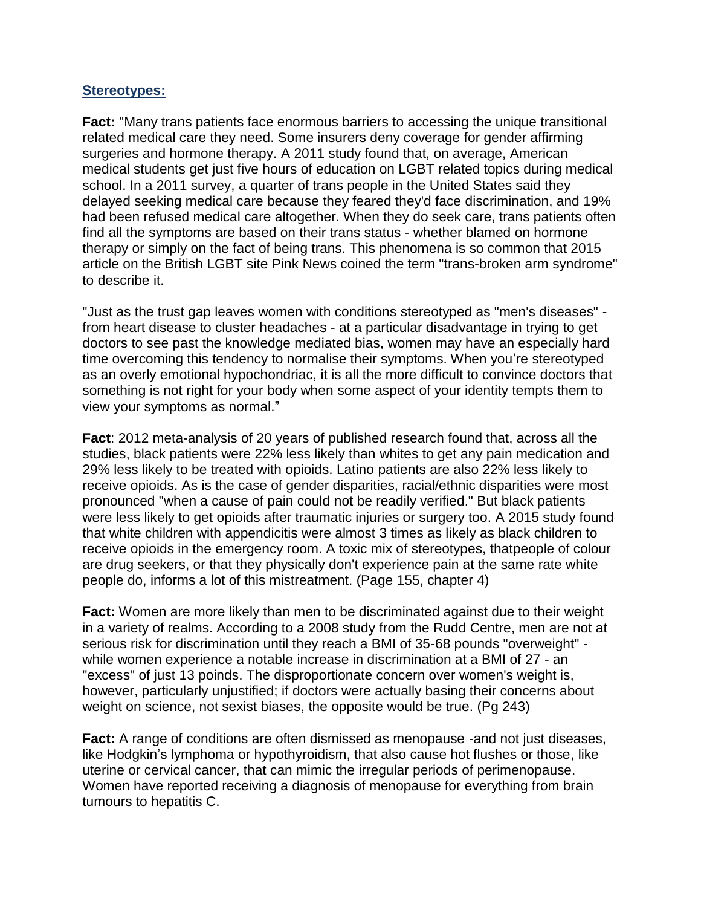## Stereotypes:

**Fact:** "Many trans patients face enormous barriers to accessing the unique transitional related medical care they need. Some insurers deny coverage for gender affirming surgeries and hormone therapy. A 2011 study found that, on average, American medical students get just five hours of education on LGBT related topics during medical school. In a 2011 survey, a quarter of trans people in the United States said they delayed seeking medical care because they feared they'd face discrimination, and 19% had been refused medical care altogether. When they do seek care, trans patients often find all the symptoms are based on their trans status - whether blamed on hormone therapy or simply on the fact of being trans. This phenomena is so common that 2015 article on the British LGBT site Pink News coined the term "trans-broken arm syndrome" to describe it.

"Just as the trust gap leaves women with conditions stereotyped as "men's diseases" - from heart disease to cluster headaches - at a particular disadvantage in trying to get doctors to see past the knowledge mediated bias, women may have an especially hard time overcoming this tendency to normalise their symptoms. When you're stereotyped as an overly emotional hypochondriac, it is all the more difficult to convince doctors that something is not right for your body when some aspect of your identity tempts them to view your symptoms as normal."

**Fact**: 2012 meta-analysis of 20 years of published research found that, across all the studies, black patients were 22% less likely than whites to get any pain medication and 29% less likely to be treated with opioids. Latino patients are also 22% less likely to receive opioids. As is the case of gender disparities, racial/ethnic disparities were most pronounced "when a cause of pain could not be readily verified." But black patients were less likely to get opioids after traumatic injuries or surgery too. A 2015 study found that white children with appendicitis were almost 3 times as likely as black children to receive opioids in the emergency room. A toxic mix of stereotypes, thatpeople of colour are drug seekers, or that they physically don't experience pain at the same rate white people do, informs a lot of this mistreatment. (Page 155, chapter 4)

**Fact:** Women are more likely than men to be discriminated against due to their weight in a variety of realms. According to a 2008 study from the Rudd Centre, men are not at serious risk for discrimination until they reach a BMI of 35-68 pounds "overweight" - while women experience a notable increase in discrimination at a BMI of 27 - an "excess" of just 13 poinds. The disproportionate concern over women's weight is, however, particularly unjustified; if doctors were actually basing their concerns about weight on science, not sexist biases, the opposite would be true. (Pg 243)

**Fact:** A range of conditions are often dismissed as menopause -and not just diseases, like Hodgkin's lymphoma or hypothyroidism, that also cause hot flushes or those, like uterine or cervical cancer, that can mimic the irregular periods of perimenopause. Women have reported receiving a diagnosis of menopause for everything from brain tumours to hepatitis C.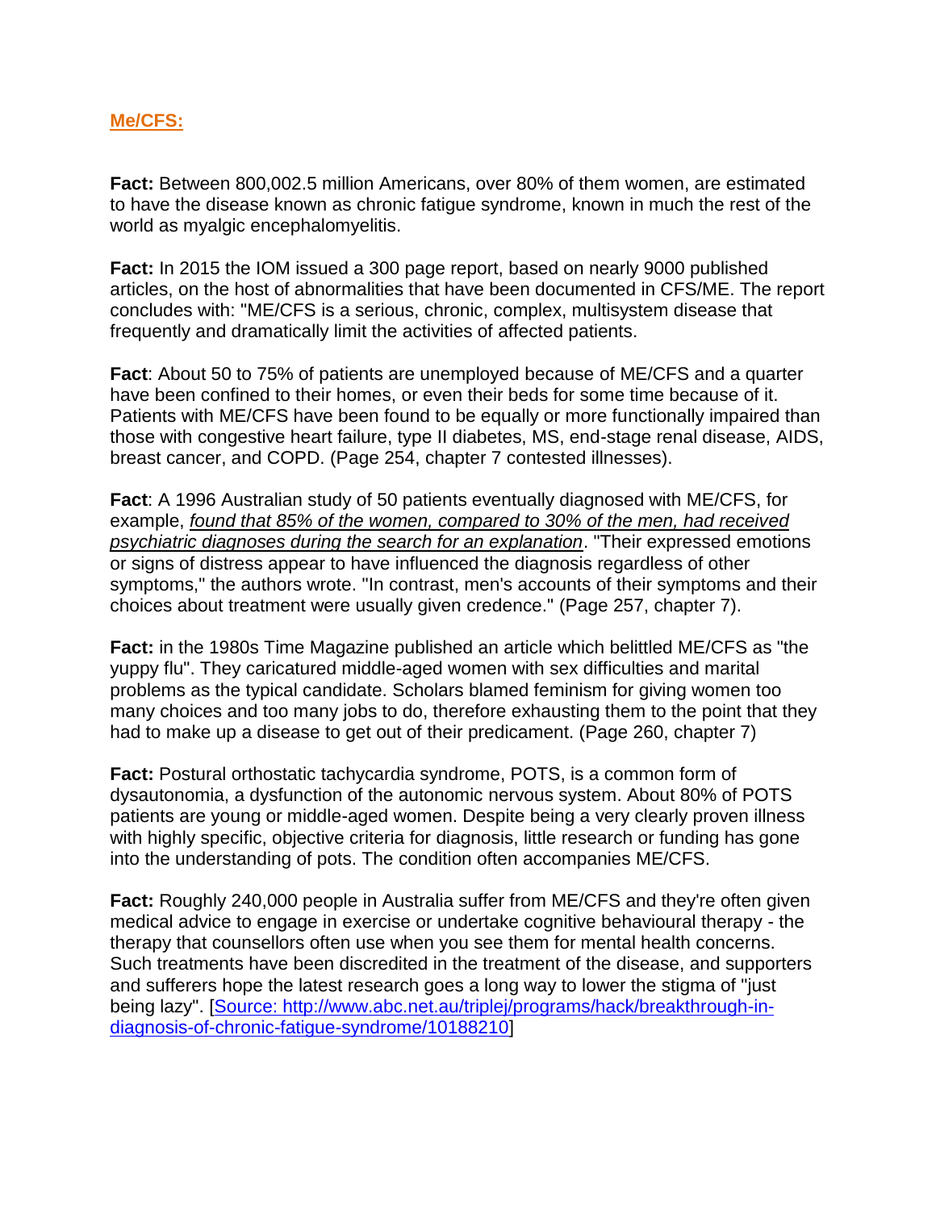## Me/CFS:

**Fact:** Between 800,002.5 million Americans, over 80% of them women, are estimated to have the disease known as chronic fatigue syndrome, known in much the rest of the world as myalgic encephalomyelitis.

**Fact:** In 2015 the IOM issued a 300 page report, based on nearly 9000 published articles, on the host of abnormalities that have been documented in CFS/ME. The report concludes with: "ME/CFS is a serious, chronic, complex, multisystem disease that frequently and dramatically limit the activities of affected patients.

**Fact**: About 50 to 75% of patients are unemployed because of ME/CFS and a quarter have been confined to their homes, or even their beds for some time because of it. Patients with ME/CFS have been found to be equally or more functionally impaired than those with congestive heart failure, type II diabetes, MS, end-stage renal disease, AIDS, breast cancer, and COPD. (Page 254, chapter 7 contested illnesses).

**Fact**: A 1996 Australian study of 50 patients eventually diagnosed with ME/CFS, for example, *found that 85% of the women, compared to 30% of the men, had received psychiatric diagnoses during the search for an explanation*. "Their expressed emotions or signs of distress appear to have influenced the diagnosis regardless of other symptoms," the authors wrote. "In contrast, men's accounts of their symptoms and their choices about treatment were usually given credence." (Page 257, chapter 7).

**Fact:** in the 1980s Time Magazine published an article which belittled ME/CFS as "the yuppy flu". They caricatured middle-aged women with sex difficulties and marital problems as the typical candidate. Scholars blamed feminism for giving women too many choices and too many jobs to do, therefore exhausting them to the point that they had to make up a disease to get out of their predicament. (Page 260, chapter 7)

**Fact:** Postural orthostatic tachycardia syndrome, POTS, is a common form of dysautonomia, a dysfunction of the autonomic nervous system. About 80% of POTS patients are young or middle-aged women. Despite being a very clearly proven illness with highly specific, objective criteria for diagnosis, little research or funding has gone into the understanding of pots. The condition often accompanies ME/CFS.

**Fact:** Roughly 240,000 people in Australia suffer from ME/CFS and they're often given medical advice to engage in exercise or undertake cognitive behavioural therapy - the therapy that counsellors often use when you see them for mental health concerns. Such treatments have been discredited in the treatment of the disease, and supporters and sufferers hope the latest research goes a long way to lower the stigma of "just being lazy". [Source: http://www.abc.net.au/triplej/programs/hack/breakthrough-in-diagnosis-of-chronic-fatigue-syndrome/10188210]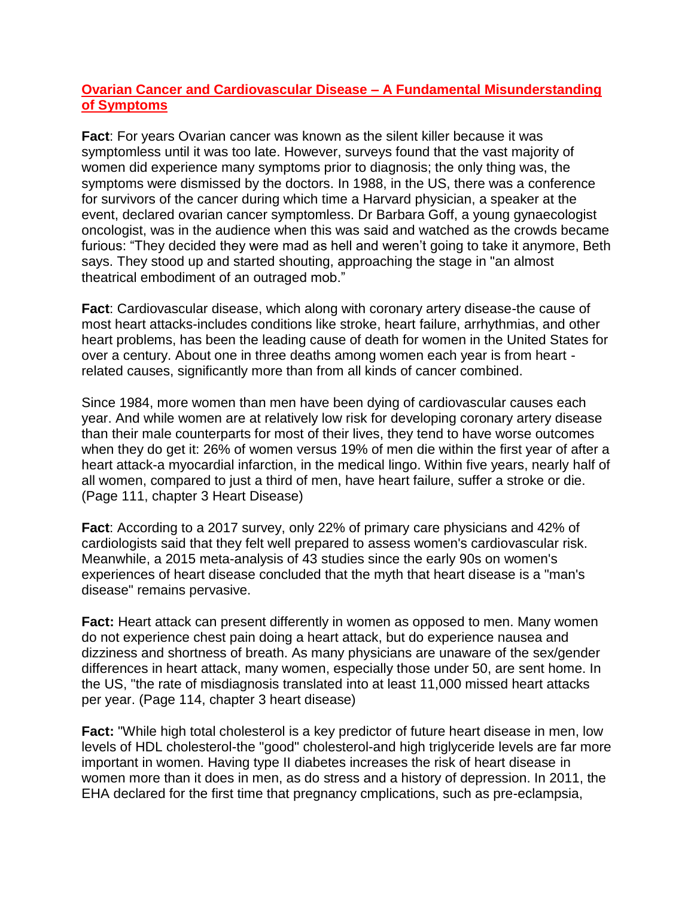**Ovarian Cancer and Cardiovascular Disease – A Fundamental Misunderstanding of Symptoms**

**Fact**: For years Ovarian cancer was known as the silent killer because it was symptomless until it was too late. However, surveys found that the vast majority of women did experience many symptoms prior to diagnosis; the only thing was, the symptoms were dismissed by the doctors. In 1988, in the US, there was a conference for survivors of the cancer during which time a Harvard physician, a speaker at the event, declared ovarian cancer symptomless. Dr Barbara Goff, a young gynaecologist oncologist, was in the audience when this was said and watched as the crowds became furious: "They decided they were mad as hell and weren't going to take it anymore, Beth says. They stood up and started shouting, approaching the stage in "an almost theatrical embodiment of an outraged mob."

**Fact**: Cardiovascular disease, which along with coronary artery disease-the cause of most heart attacks-includes conditions like stroke, heart failure, arrhythmias, and other heart problems, has been the leading cause of death for women in the United States for over a century. About one in three deaths among women each year is from heart - related causes, significantly more than from all kinds of cancer combined.

Since 1984, more women than men have been dying of cardiovascular causes each year. And while women are at relatively low risk for developing coronary artery disease than their male counterparts for most of their lives, they tend to have worse outcomes when they do get it: 26% of women versus 19% of men die within the first year of after a heart attack-a myocardial infarction, in the medical lingo. Within five years, nearly half of all women, compared to just a third of men, have heart failure, suffer a stroke or die. (Page 111, chapter 3 Heart Disease)

**Fact**: According to a 2017 survey, only 22% of primary care physicians and 42% of cardiologists said that they felt well prepared to assess women's cardiovascular risk. Meanwhile, a 2015 meta-analysis of 43 studies since the early 90s on women's experiences of heart disease concluded that the myth that heart disease is a "man's disease" remains pervasive.

**Fact:** Heart attack can present differently in women as opposed to men. Many women do not experience chest pain doing a heart attack, but do experience nausea and dizziness and shortness of breath. As many physicians are unaware of the sex/gender differences in heart attack, many women, especially those under 50, are sent home. In the US, "the rate of misdiagnosis translated into at least 11,000 missed heart attacks per year. (Page 114, chapter 3 heart disease)

**Fact:** "While high total cholesterol is a key predictor of future heart disease in men, low levels of HDL cholesterol-the "good" cholesterol-and high triglyceride levels are far more important in women. Having type II diabetes increases the risk of heart disease in women more than it does in men, as do stress and a history of depression. In 2011, the EHA declared for the first time that pregnancy cmplications, such as pre-eclampsia,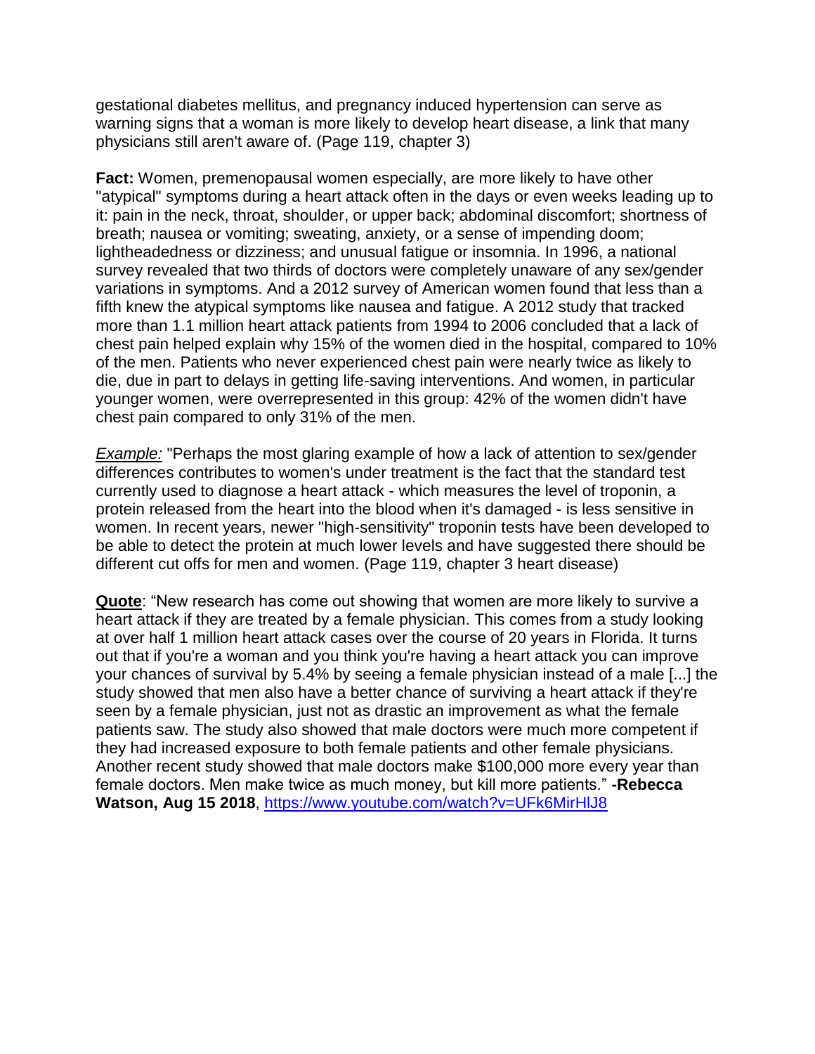gestational diabetes mellitus, and pregnancy induced hypertension can serve as warning signs that a woman is more likely to develop heart disease, a link that many physicians still aren't aware of. (Page 119, chapter 3)

**Fact:** Women, premenopausal women especially, are more likely to have other "atypical" symptoms during a heart attack often in the days or even weeks leading up to it: pain in the neck, throat, shoulder, or upper back; abdominal discomfort; shortness of breath; nausea or vomiting; sweating, anxiety, or a sense of impending doom; lightheadedness or dizziness; and unusual fatigue or insomnia. In 1996, a national survey revealed that two thirds of doctors were completely unaware of any sex/gender variations in symptoms. And a 2012 survey of American women found that less than a fifth knew the atypical symptoms like nausea and fatigue. A 2012 study that tracked more than 1.1 million heart attack patients from 1994 to 2006 concluded that a lack of chest pain helped explain why 15% of the women died in the hospital, compared to 10% of the men. Patients who never experienced chest pain were nearly twice as likely to die, due in part to delays in getting life-saving interventions. And women, in particular younger women, were overrepresented in this group: 42% of the women didn't have chest pain compared to only 31% of the men.

*Example:* "Perhaps the most glaring example of how a lack of attention to sex/gender differences contributes to women's under treatment is the fact that the standard test currently used to diagnose a heart attack - which measures the level of troponin, a protein released from the heart into the blood when it's damaged - is less sensitive in women. In recent years, newer "high-sensitivity" troponin tests have been developed to be able to detect the protein at much lower levels and have suggested there should be different cut offs for men and women. (Page 119, chapter 3 heart disease)

**Quote**: "New research has come out showing that women are more likely to survive a heart attack if they are treated by a female physician. This comes from a study looking at over half 1 million heart attack cases over the course of 20 years in Florida. It turns out that if you're a woman and you think you're having a heart attack you can improve your chances of survival by 5.4% by seeing a female physician instead of a male [...] the study showed that men also have a better chance of surviving a heart attack if they're seen by a female physician, just not as drastic an improvement as what the female patients saw. The study also showed that male doctors were much more competent if they had increased exposure to both female patients and other female physicians. Another recent study showed that male doctors make $100,000 more every year than female doctors. Men make twice as much money, but kill more patients." **-Rebecca Watson, Aug 15 2018**, https://www.youtube.com/watch?v=UFk6MirHlJ8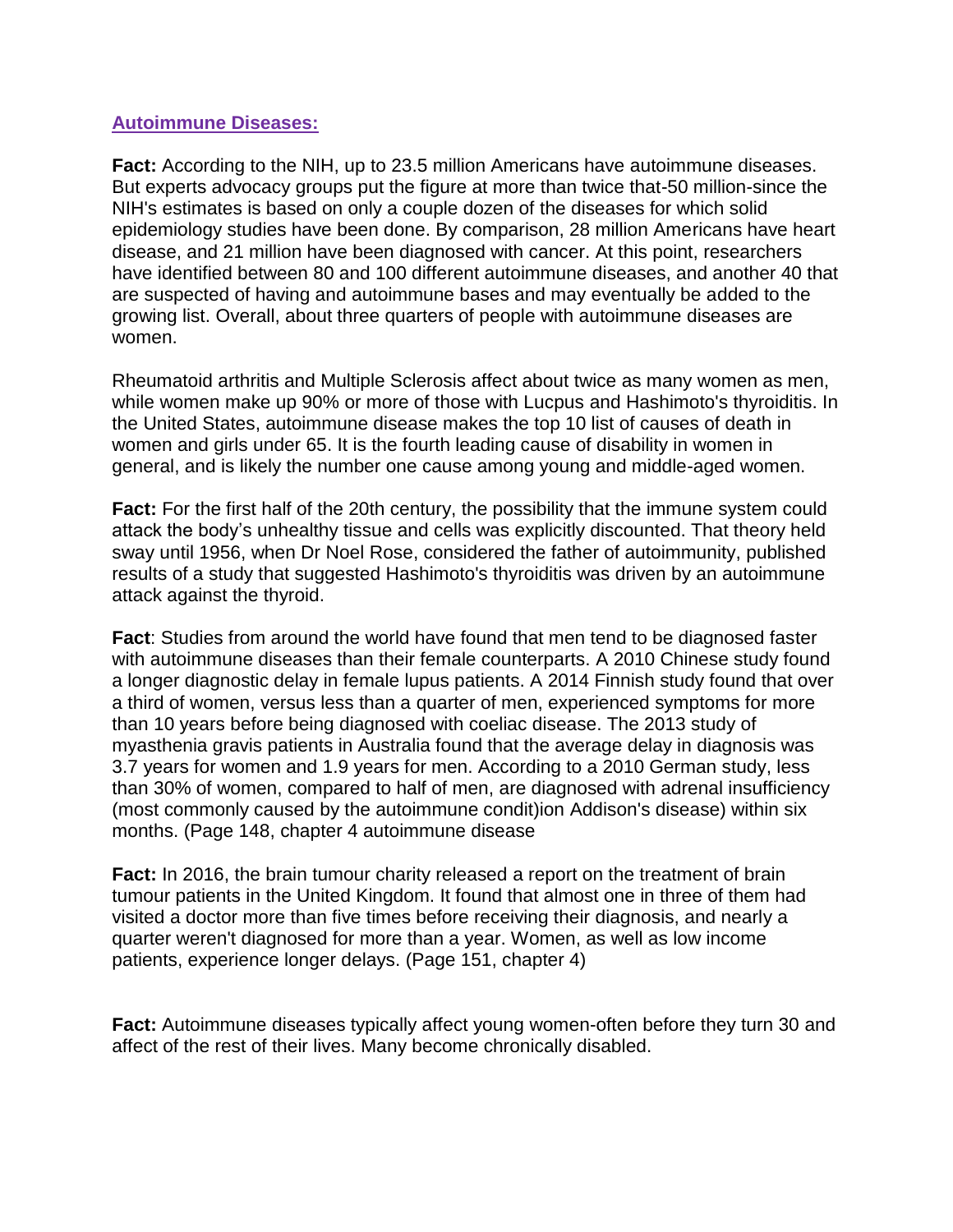## Autoimmune Diseases:

**Fact:** According to the NIH, up to 23.5 million Americans have autoimmune diseases. But experts advocacy groups put the figure at more than twice that-50 million-since the NIH's estimates is based on only a couple dozen of the diseases for which solid epidemiology studies have been done. By comparison, 28 million Americans have heart disease, and 21 million have been diagnosed with cancer. At this point, researchers have identified between 80 and 100 different autoimmune diseases, and another 40 that are suspected of having and autoimmune bases and may eventually be added to the growing list. Overall, about three quarters of people with autoimmune diseases are women.

Rheumatoid arthritis and Multiple Sclerosis affect about twice as many women as men, while women make up 90% or more of those with Lucpus and Hashimoto's thyroiditis. In the United States, autoimmune disease makes the top 10 list of causes of death in women and girls under 65. It is the fourth leading cause of disability in women in general, and is likely the number one cause among young and middle-aged women.

**Fact:** For the first half of the 20th century, the possibility that the immune system could attack the body's unhealthy tissue and cells was explicitly discounted. That theory held sway until 1956, when Dr Noel Rose, considered the father of autoimmunity, published results of a study that suggested Hashimoto's thyroiditis was driven by an autoimmune attack against the thyroid.

**Fact**: Studies from around the world have found that men tend to be diagnosed faster with autoimmune diseases than their female counterparts. A 2010 Chinese study found a longer diagnostic delay in female lupus patients. A 2014 Finnish study found that over a third of women, versus less than a quarter of men, experienced symptoms for more than 10 years before being diagnosed with coeliac disease. The 2013 study of myasthenia gravis patients in Australia found that the average delay in diagnosis was 3.7 years for women and 1.9 years for men. According to a 2010 German study, less than 30% of women, compared to half of men, are diagnosed with adrenal insufficiency (most commonly caused by the autoimmune condit)ion Addison's disease) within six months. (Page 148, chapter 4 autoimmune disease

**Fact:** In 2016, the brain tumour charity released a report on the treatment of brain tumour patients in the United Kingdom. It found that almost one in three of them had visited a doctor more than five times before receiving their diagnosis, and nearly a quarter weren't diagnosed for more than a year. Women, as well as low income patients, experience longer delays. (Page 151, chapter 4)

**Fact:** Autoimmune diseases typically affect young women-often before they turn 30 and affect of the rest of their lives. Many become chronically disabled.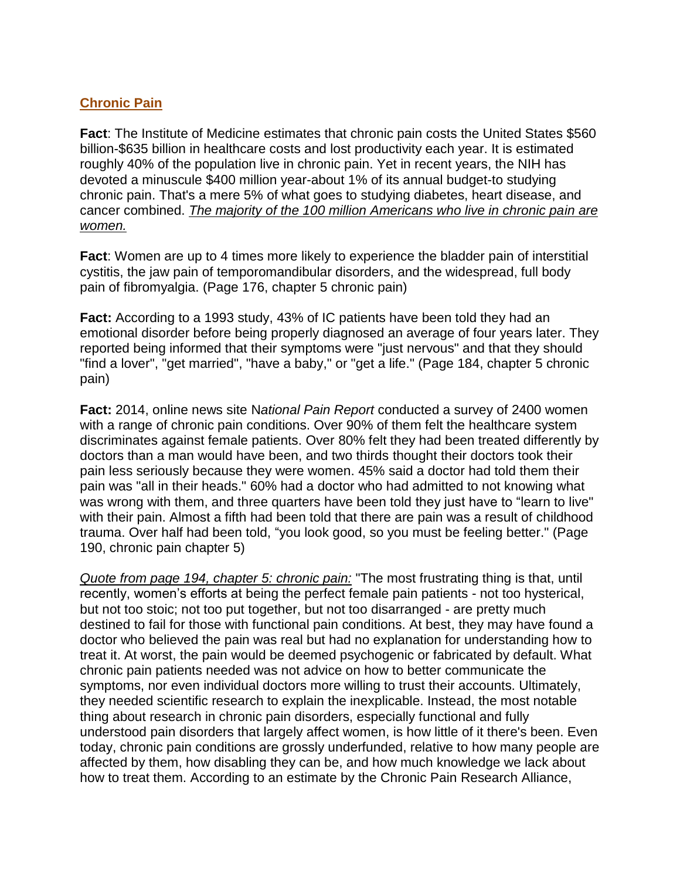## Chronic Pain

**Fact**: The Institute of Medicine estimates that chronic pain costs the United States $560 billion-$635 billion in healthcare costs and lost productivity each year. It is estimated roughly 40% of the population live in chronic pain. Yet in recent years, the NIH has devoted a minuscule $400 million year-about 1% of its annual budget-to studying chronic pain. That's a mere 5% of what goes to studying diabetes, heart disease, and cancer combined. *The majority of the 100 million Americans who live in chronic pain are women.*

**Fact**: Women are up to 4 times more likely to experience the bladder pain of interstitial cystitis, the jaw pain of temporomandibular disorders, and the widespread, full body pain of fibromyalgia. (Page 176, chapter 5 chronic pain)

**Fact:** According to a 1993 study, 43% of IC patients have been told they had an emotional disorder before being properly diagnosed an average of four years later. They reported being informed that their symptoms were "just nervous" and that they should "find a lover", "get married", "have a baby," or "get a life." (Page 184, chapter 5 chronic pain)

**Fact:** 2014, online news site N*ational Pain Report* conducted a survey of 2400 women with a range of chronic pain conditions. Over 90% of them felt the healthcare system discriminates against female patients. Over 80% felt they had been treated differently by doctors than a man would have been, and two thirds thought their doctors took their pain less seriously because they were women. 45% said a doctor had told them their pain was "all in their heads." 60% had a doctor who had admitted to not knowing what was wrong with them, and three quarters have been told they just have to "learn to live" with their pain. Almost a fifth had been told that there are pain was a result of childhood trauma. Over half had been told, "you look good, so you must be feeling better." (Page 190, chronic pain chapter 5)

*Quote from page 194, chapter 5: chronic pain:* "The most frustrating thing is that, until recently, women's efforts at being the perfect female pain patients - not too hysterical, but not too stoic; not too put together, but not too disarranged - are pretty much destined to fail for those with functional pain conditions. At best, they may have found a doctor who believed the pain was real but had no explanation for understanding how to treat it. At worst, the pain would be deemed psychogenic or fabricated by default. What chronic pain patients needed was not advice on how to better communicate the symptoms, nor even individual doctors more willing to trust their accounts. Ultimately, they needed scientific research to explain the inexplicable. Instead, the most notable thing about research in chronic pain disorders, especially functional and fully understood pain disorders that largely affect women, is how little of it there's been. Even today, chronic pain conditions are grossly underfunded, relative to how many people are affected by them, how disabling they can be, and how much knowledge we lack about how to treat them. According to an estimate by the Chronic Pain Research Alliance,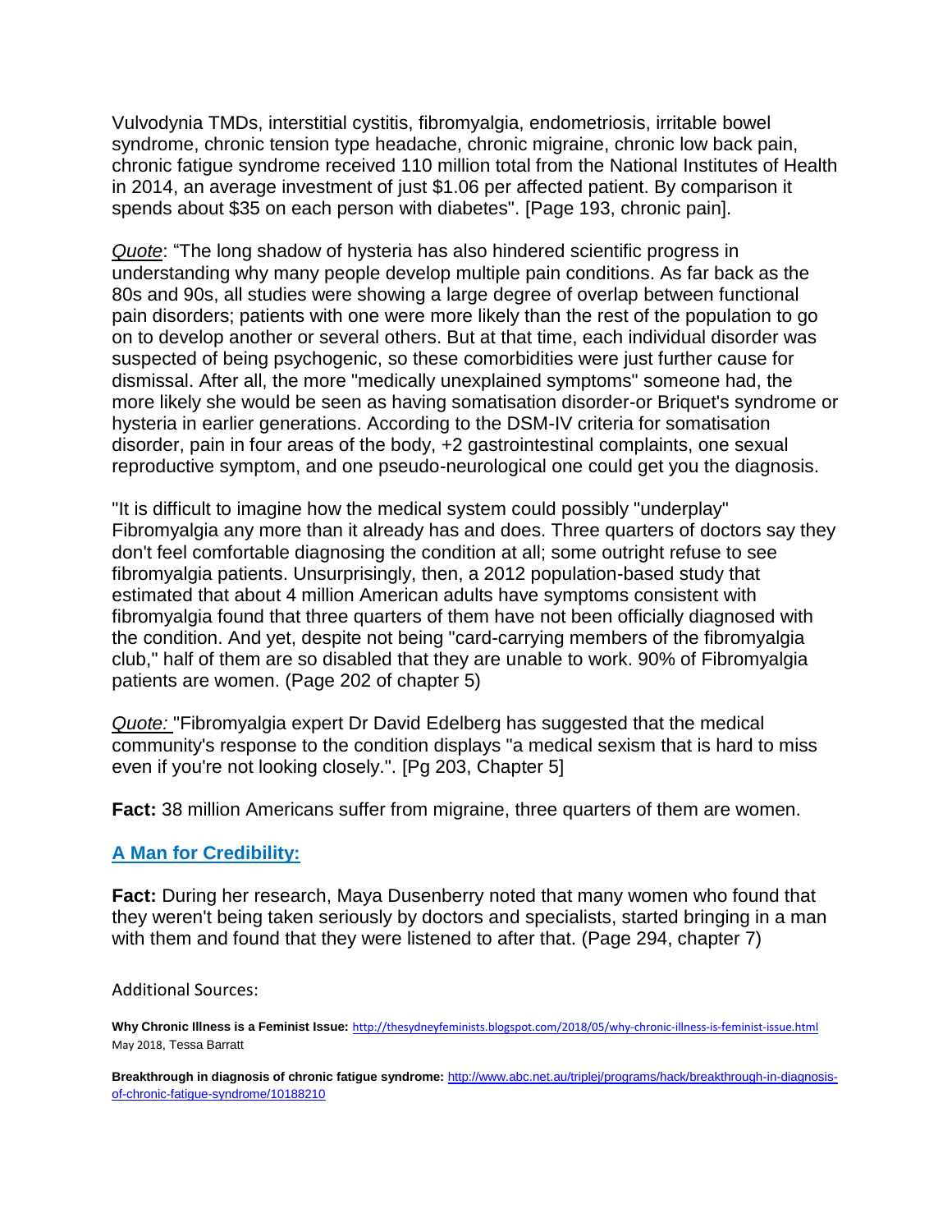Vulvodynia TMDs, interstitial cystitis, fibromyalgia, endometriosis, irritable bowel syndrome, chronic tension type headache, chronic migraine, chronic low back pain, chronic fatigue syndrome received 110 million total from the National Institutes of Health in 2014, an average investment of just $1.06 per affected patient. By comparison it spends about $35 on each person with diabetes". [Page 193, chronic pain].

_Quote_: “The long shadow of hysteria has also hindered scientific progress in understanding why many people develop multiple pain conditions. As far back as the 80s and 90s, all studies were showing a large degree of overlap between functional pain disorders; patients with one were more likely than the rest of the population to go on to develop another or several others. But at that time, each individual disorder was suspected of being psychogenic, so these comorbidities were just further cause for dismissal. After all, the more "medically unexplained symptoms" someone had, the more likely she would be seen as having somatisation disorder-or Briquet's syndrome or hysteria in earlier generations. According to the DSM-IV criteria for somatisation disorder, pain in four areas of the body, +2 gastrointestinal complaints, one sexual reproductive symptom, and one pseudo-neurological one could get you the diagnosis.

"It is difficult to imagine how the medical system could possibly "underplay" Fibromyalgia any more than it already has and does. Three quarters of doctors say they don't feel comfortable diagnosing the condition at all; some outright refuse to see fibromyalgia patients. Unsurprisingly, then, a 2012 population-based study that estimated that about 4 million American adults have symptoms consistent with fibromyalgia found that three quarters of them have not been officially diagnosed with the condition. And yet, despite not being "card-carrying members of the fibromyalgia club," half of them are so disabled that they are unable to work. 90% of Fibromyalgia patients are women. (Page 202 of chapter 5)

_Quote:_ "Fibromyalgia expert Dr David Edelberg has suggested that the medical community's response to the condition displays "a medical sexism that is hard to miss even if you're not looking closely.". [Pg 203, Chapter 5]

**Fact:** 38 million Americans suffer from migraine, three quarters of them are women.

### A Man for Credibility:

**Fact:** During her research, Maya Dusenberry noted that many women who found that they weren't being taken seriously by doctors and specialists, started bringing in a man with them and found that they were listened to after that. (Page 294, chapter 7)

Additional Sources:

**Why Chronic Illness is a Feminist Issue:** http://thesydneyfeminists.blogspot.com/2018/05/why-chronic-illness-is-feminist-issue.html
May 2018, Tessa Barratt

**Breakthrough in diagnosis of chronic fatigue syndrome:** http://www.abc.net.au/triplej/programs/hack/breakthrough-in-diagnosis-of-chronic-fatigue-syndrome/10188210